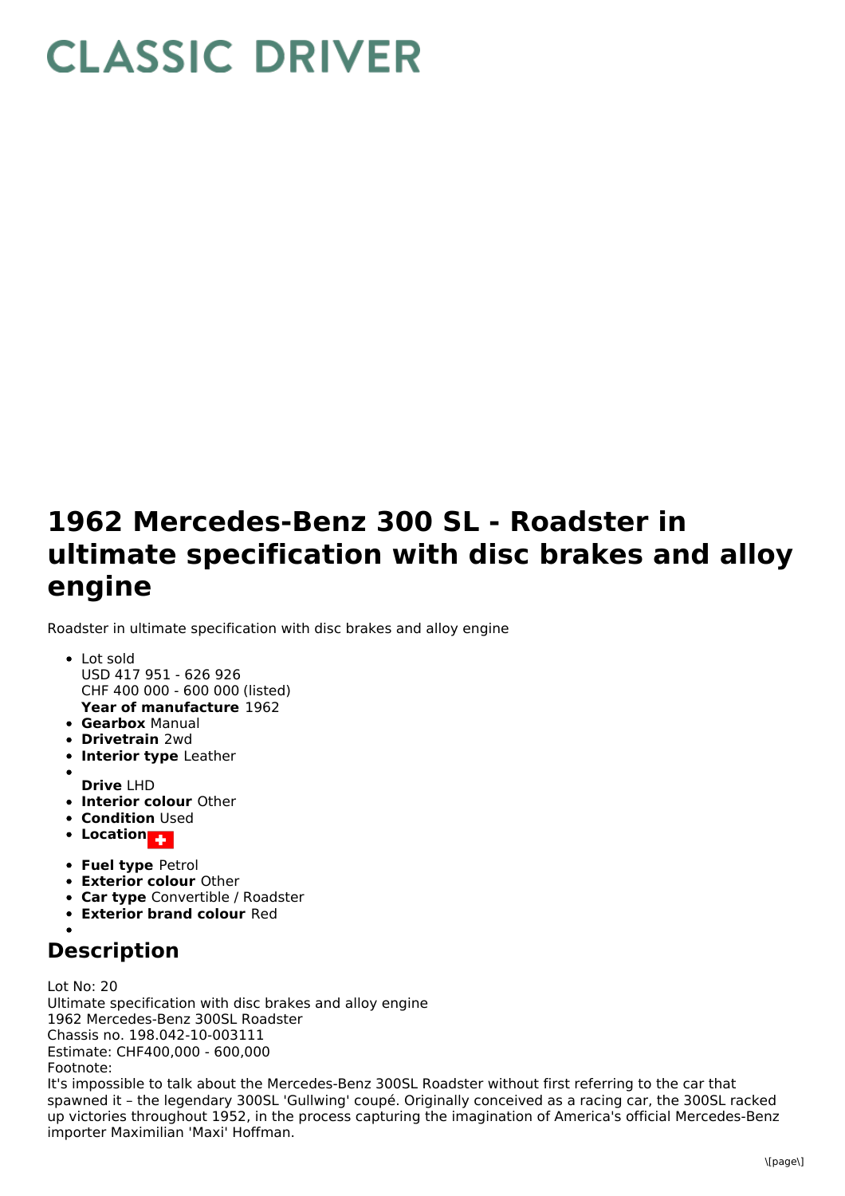# CLASSIC DRIVER

# 1962 Mercedes-Benz 300 SL - Roadster in ultimate specification with disc brakes and alloy engine

Roadster in ultimate specification with disc brakes and alloy engine

- Lot sold
  USD 417 951 - 626 926
  CHF 400 000 - 600 000 (listed)
  **Year of manufacture** 1962
- **Gearbox** Manual
- **Drivetrain** 2wd
- **Interior type** Leather
- **Drive** LHD
- **Interior colour** Other
- **Condition** Used
- **Location**
- **Fuel type** Petrol
- **Exterior colour** Other
- **Car type** Convertible / Roadster
- **Exterior brand colour** Red

## Description

Lot No: 20
Ultimate specification with disc brakes and alloy engine
1962 Mercedes-Benz 300SL Roadster
Chassis no. 198.042-10-003111
Estimate: CHF400,000 - 600,000
Footnote:
It's impossible to talk about the Mercedes-Benz 300SL Roadster without first referring to the car that spawned it – the legendary 300SL 'Gullwing' coupé. Originally conceived as a racing car, the 300SL racked up victories throughout 1952, in the process capturing the imagination of America's official Mercedes-Benz importer Maximilian 'Maxi' Hoffman.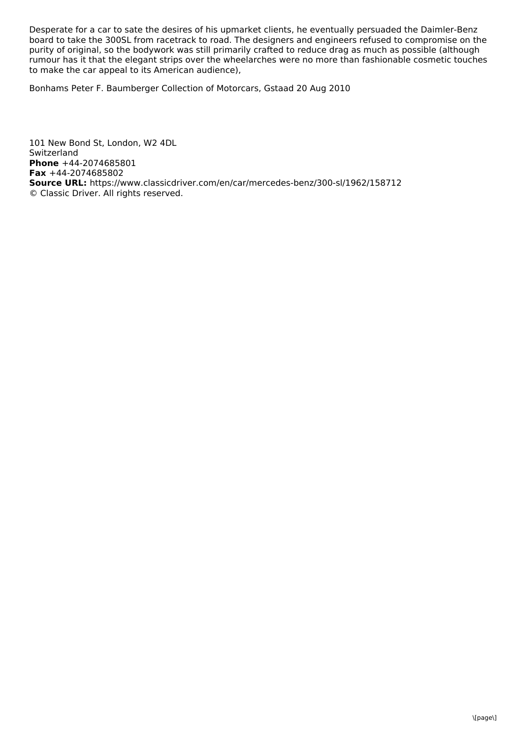Desperate for a car to sate the desires of his upmarket clients, he eventually persuaded the Daimler-Benz board to take the 300SL from racetrack to road. The designers and engineers refused to compromise on the purity of original, so the bodywork was still primarily crafted to reduce drag as much as possible (although rumour has it that the elegant strips over the wheelarches were no more than fashionable cosmetic touches to make the car appeal to its American audience),

Bonhams Peter F. Baumberger Collection of Motorcars, Gstaad 20 Aug 2010

101 New Bond St, London, W2 4DL
Switzerland
**Phone** +44-2074685801
**Fax** +44-2074685802
**Source URL:** https://www.classicdriver.com/en/car/mercedes-benz/300-sl/1962/158712
© Classic Driver. All rights reserved.